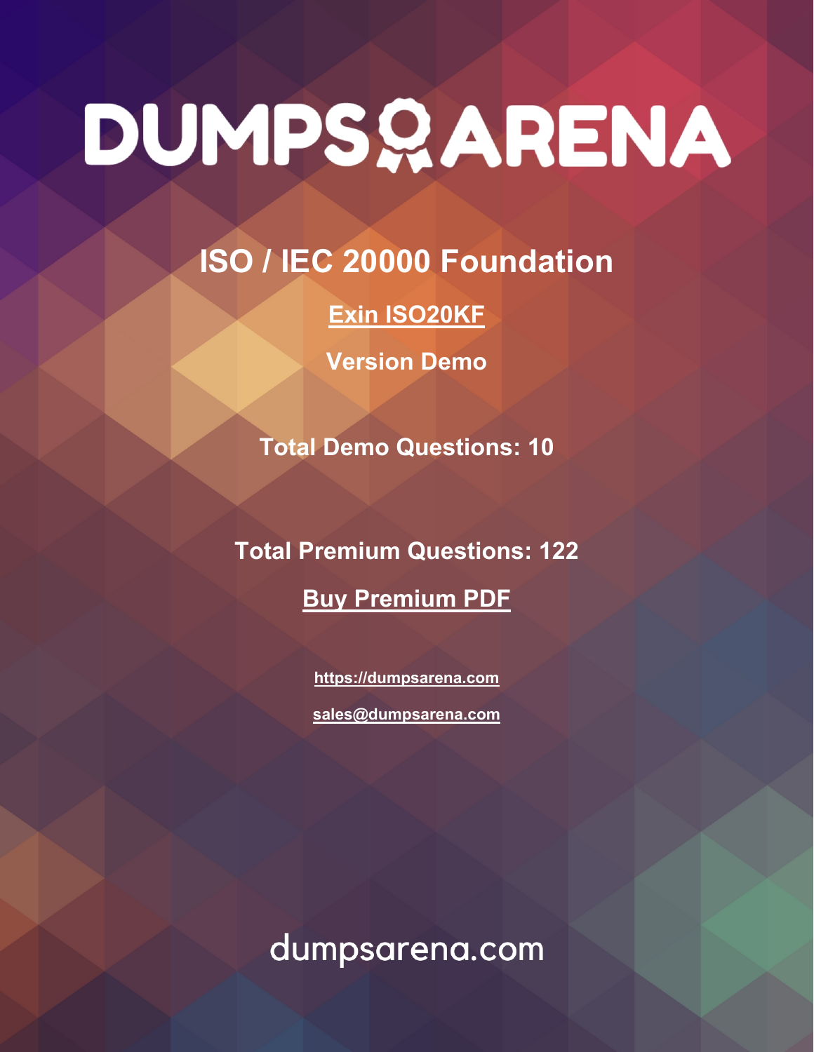# DUMPS ARENA

## ISO / IEC 20000 Foundation

**Exin ISO20KF**

**Version Demo**

**Total Demo Questions: 10**

**Total Premium Questions: 122**

**Buy Premium PDF**

https://dumpsarena.com

sales@dumpsarena.com

dumpsarena.com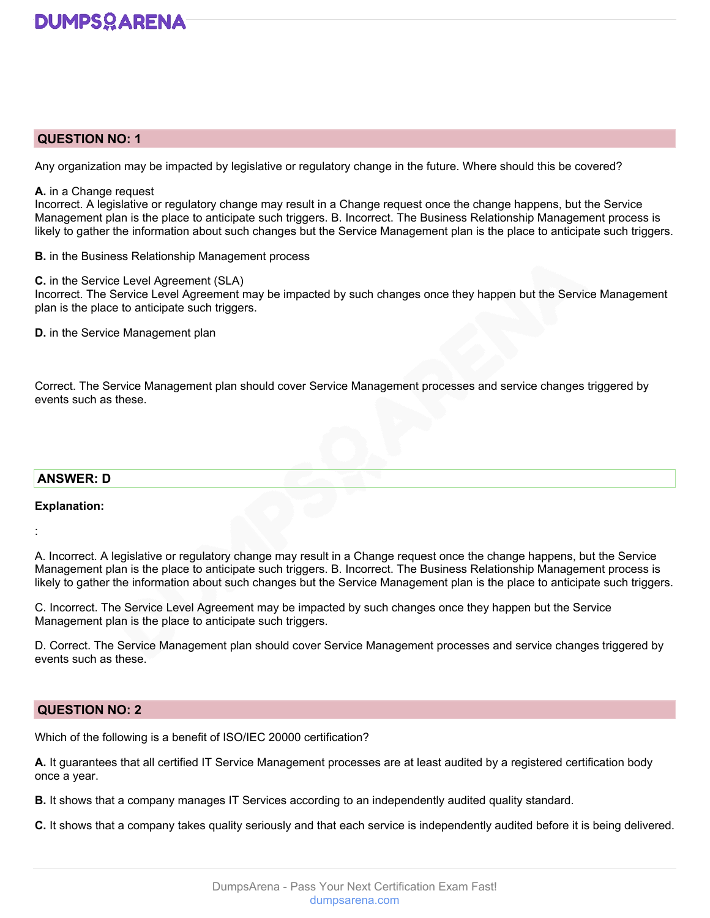## QUESTION NO: 1

Any organization may be impacted by legislative or regulatory change in the future. Where should this be covered?

**A.** in a Change request
Incorrect. A legislative or regulatory change may result in a Change request once the change happens, but the Service Management plan is the place to anticipate such triggers. B. Incorrect. The Business Relationship Management process is likely to gather the information about such changes but the Service Management plan is the place to anticipate such triggers.

**B.** in the Business Relationship Management process

**C.** in the Service Level Agreement (SLA)
Incorrect. The Service Level Agreement may be impacted by such changes once they happen but the Service Management plan is the place to anticipate such triggers.

**D.** in the Service Management plan

Correct. The Service Management plan should cover Service Management processes and service changes triggered by events such as these.

**ANSWER: D**

**Explanation:**

:

A. Incorrect. A legislative or regulatory change may result in a Change request once the change happens, but the Service Management plan is the place to anticipate such triggers. B. Incorrect. The Business Relationship Management process is likely to gather the information about such changes but the Service Management plan is the place to anticipate such triggers.

C. Incorrect. The Service Level Agreement may be impacted by such changes once they happen but the Service Management plan is the place to anticipate such triggers.

D. Correct. The Service Management plan should cover Service Management processes and service changes triggered by events such as these.

## QUESTION NO: 2

Which of the following is a benefit of ISO/IEC 20000 certification?

**A.** It guarantees that all certified IT Service Management processes are at least audited by a registered certification body once a year.

**B.** It shows that a company manages IT Services according to an independently audited quality standard.

**C.** It shows that a company takes quality seriously and that each service is independently audited before it is being delivered.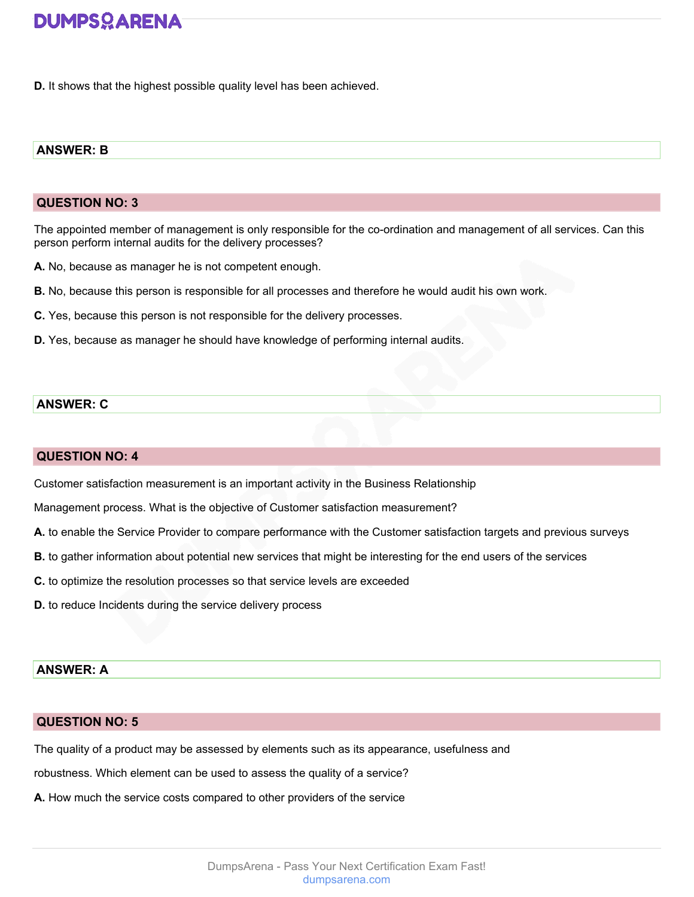**D.** It shows that the highest possible quality level has been achieved.

**ANSWER: B**

## QUESTION NO: 3

The appointed member of management is only responsible for the co-ordination and management of all services. Can this person perform internal audits for the delivery processes?

**A.** No, because as manager he is not competent enough.

**B.** No, because this person is responsible for all processes and therefore he would audit his own work.

**C.** Yes, because this person is not responsible for the delivery processes.

**D.** Yes, because as manager he should have knowledge of performing internal audits.

**ANSWER: C**

## QUESTION NO: 4

Customer satisfaction measurement is an important activity in the Business Relationship

Management process. What is the objective of Customer satisfaction measurement?

**A.** to enable the Service Provider to compare performance with the Customer satisfaction targets and previous surveys

**B.** to gather information about potential new services that might be interesting for the end users of the services

**C.** to optimize the resolution processes so that service levels are exceeded

**D.** to reduce Incidents during the service delivery process

**ANSWER: A**

## QUESTION NO: 5

The quality of a product may be assessed by elements such as its appearance, usefulness and

robustness. Which element can be used to assess the quality of a service?

**A.** How much the service costs compared to other providers of the service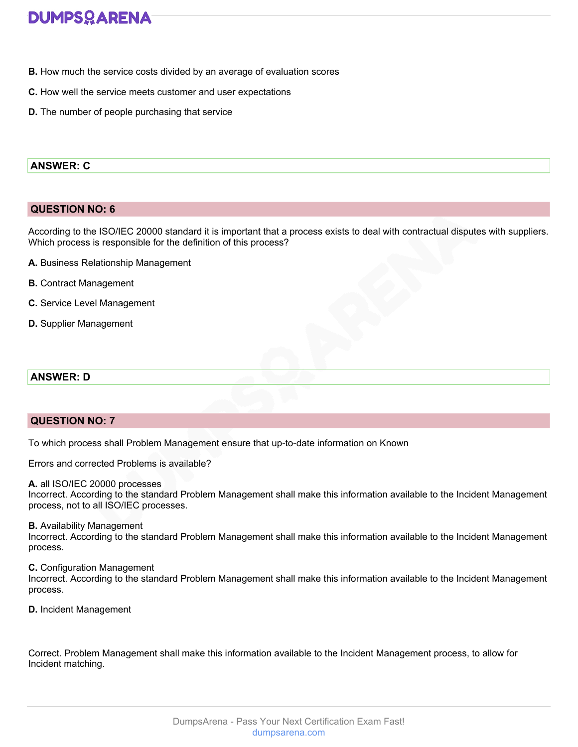**B.** How much the service costs divided by an average of evaluation scores

**C.** How well the service meets customer and user expectations

**D.** The number of people purchasing that service

**ANSWER: C**

## QUESTION NO: 6

According to the ISO/IEC 20000 standard it is important that a process exists to deal with contractual disputes with suppliers. Which process is responsible for the definition of this process?

**A.** Business Relationship Management

**B.** Contract Management

**C.** Service Level Management

**D.** Supplier Management

**ANSWER: D**

## QUESTION NO: 7

To which process shall Problem Management ensure that up-to-date information on Known

Errors and corrected Problems is available?

**A.** all ISO/IEC 20000 processes
Incorrect. According to the standard Problem Management shall make this information available to the Incident Management process, not to all ISO/IEC processes.

**B.** Availability Management
Incorrect. According to the standard Problem Management shall make this information available to the Incident Management process.

**C.** Configuration Management
Incorrect. According to the standard Problem Management shall make this information available to the Incident Management process.

**D.** Incident Management

Correct. Problem Management shall make this information available to the Incident Management process, to allow for Incident matching.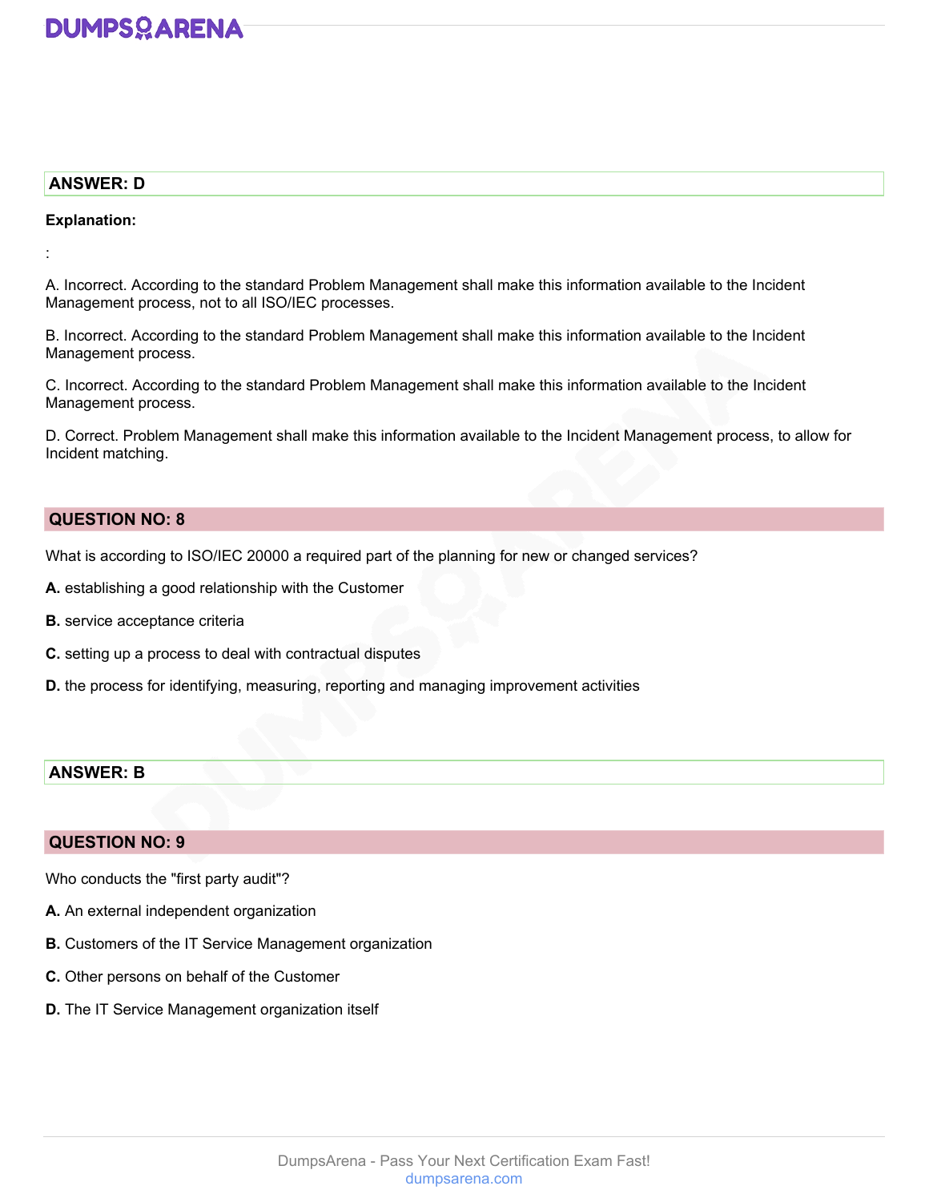**ANSWER: D**

**Explanation:**

:

A. Incorrect. According to the standard Problem Management shall make this information available to the Incident Management process, not to all ISO/IEC processes.

B. Incorrect. According to the standard Problem Management shall make this information available to the Incident Management process.

C. Incorrect. According to the standard Problem Management shall make this information available to the Incident Management process.

D. Correct. Problem Management shall make this information available to the Incident Management process, to allow for Incident matching.

## QUESTION NO: 8

What is according to ISO/IEC 20000 a required part of the planning for new or changed services?

**A.** establishing a good relationship with the Customer

**B.** service acceptance criteria

**C.** setting up a process to deal with contractual disputes

**D.** the process for identifying, measuring, reporting and managing improvement activities

**ANSWER: B**

## QUESTION NO: 9

Who conducts the "first party audit"?

**A.** An external independent organization

**B.** Customers of the IT Service Management organization

**C.** Other persons on behalf of the Customer

**D.** The IT Service Management organization itself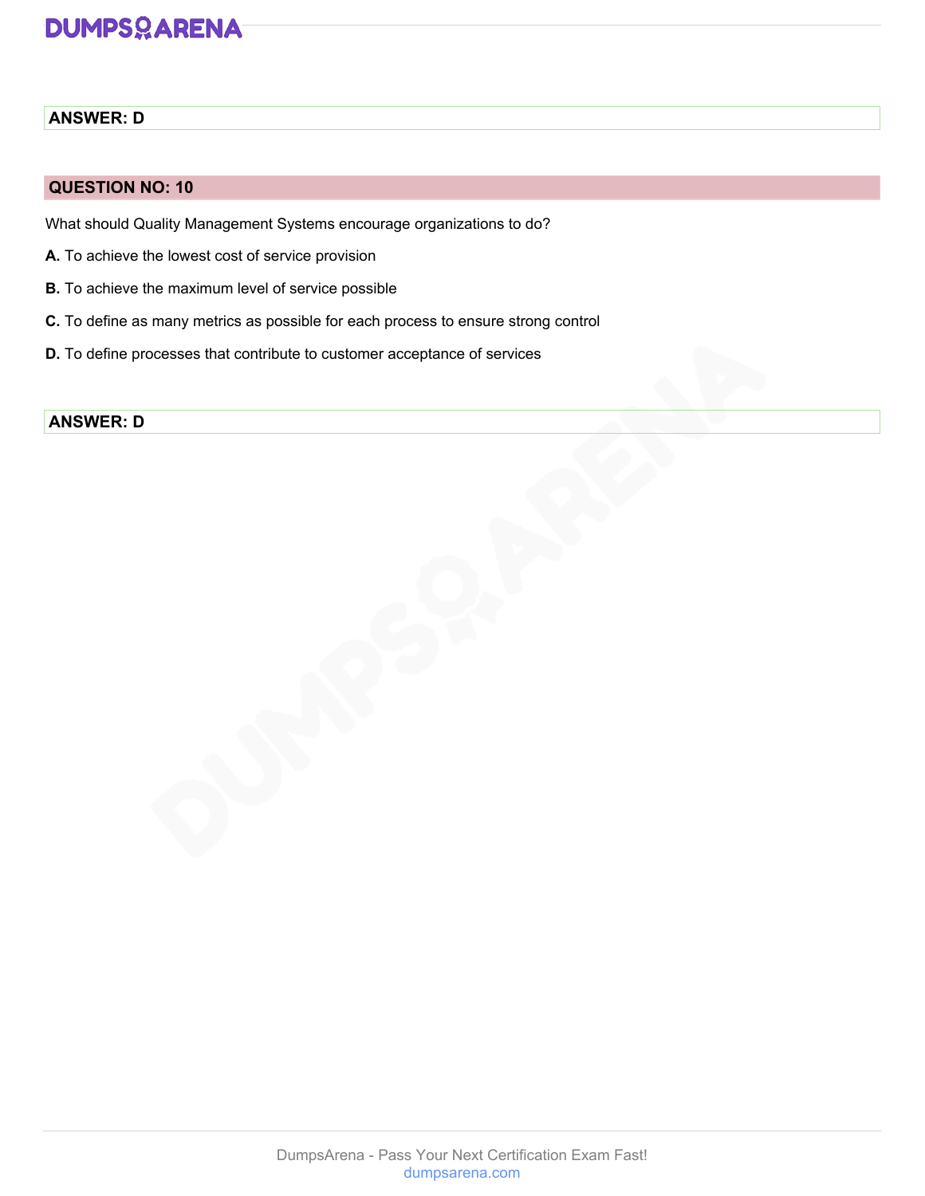**ANSWER: D**

## QUESTION NO: 10

What should Quality Management Systems encourage organizations to do?

**A.** To achieve the lowest cost of service provision

**B.** To achieve the maximum level of service possible

**C.** To define as many metrics as possible for each process to ensure strong control

**D.** To define processes that contribute to customer acceptance of services

**ANSWER: D**